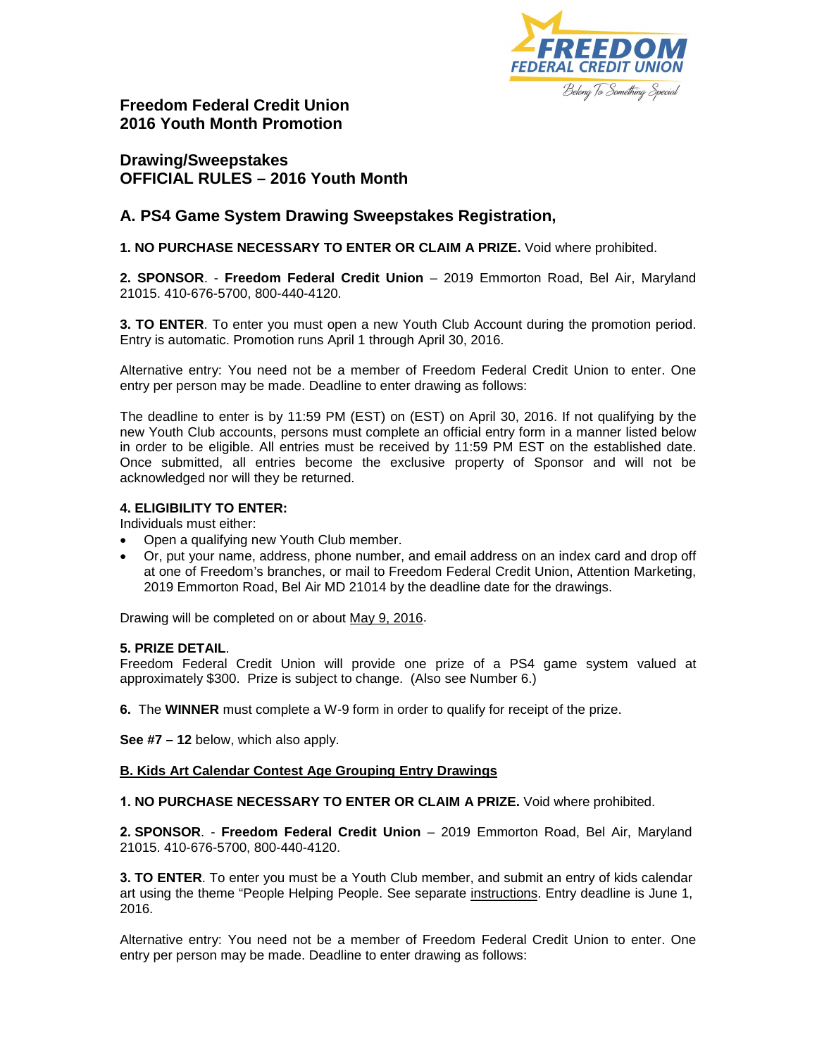## Freedom Federal Credit Union
## 2016 Youth Month Promotion

## Drawing/Sweepstakes
## OFFICIAL RULES – 2016 Youth Month

### A. PS4 Game System Drawing Sweepstakes Registration,

**1. NO PURCHASE NECESSARY TO ENTER OR CLAIM A PRIZE.** Void where prohibited.

**2. SPONSOR**. - **Freedom Federal Credit Union** – 2019 Emmorton Road, Bel Air, Maryland 21015. 410-676-5700, 800-440-4120.

**3. TO ENTER**. To enter you must open a new Youth Club Account during the promotion period. Entry is automatic. Promotion runs April 1 through April 30, 2016.

Alternative entry: You need not be a member of Freedom Federal Credit Union to enter. One entry per person may be made. Deadline to enter drawing as follows:

The deadline to enter is by 11:59 PM (EST) on (EST) on April 30, 2016. If not qualifying by the new Youth Club accounts, persons must complete an official entry form in a manner listed below in order to be eligible. All entries must be received by 11:59 PM EST on the established date. Once submitted, all entries become the exclusive property of Sponsor and will not be acknowledged nor will they be returned.

**4. ELIGIBILITY TO ENTER:**
Individuals must either:

- Open a qualifying new Youth Club member.
- Or, put your name, address, phone number, and email address on an index card and drop off at one of Freedom's branches, or mail to Freedom Federal Credit Union, Attention Marketing, 2019 Emmorton Road, Bel Air MD 21014 by the deadline date for the drawings.

Drawing will be completed on or about May 9, 2016.

**5. PRIZE DETAIL**.
Freedom Federal Credit Union will provide one prize of a PS4 game system valued at approximately $300. Prize is subject to change. (Also see Number 6.)

**6.** The **WINNER** must complete a W-9 form in order to qualify for receipt of the prize.

**See #7 – 12** below, which also apply.

**B. Kids Art Calendar Contest Age Grouping Entry Drawings**

**1. NO PURCHASE NECESSARY TO ENTER OR CLAIM A PRIZE.** Void where prohibited.

**2. SPONSOR**. - **Freedom Federal Credit Union** – 2019 Emmorton Road, Bel Air, Maryland 21015. 410-676-5700, 800-440-4120.

**3. TO ENTER**. To enter you must be a Youth Club member, and submit an entry of kids calendar art using the theme "People Helping People. See separate instructions. Entry deadline is June 1, 2016.

Alternative entry: You need not be a member of Freedom Federal Credit Union to enter. One entry per person may be made. Deadline to enter drawing as follows: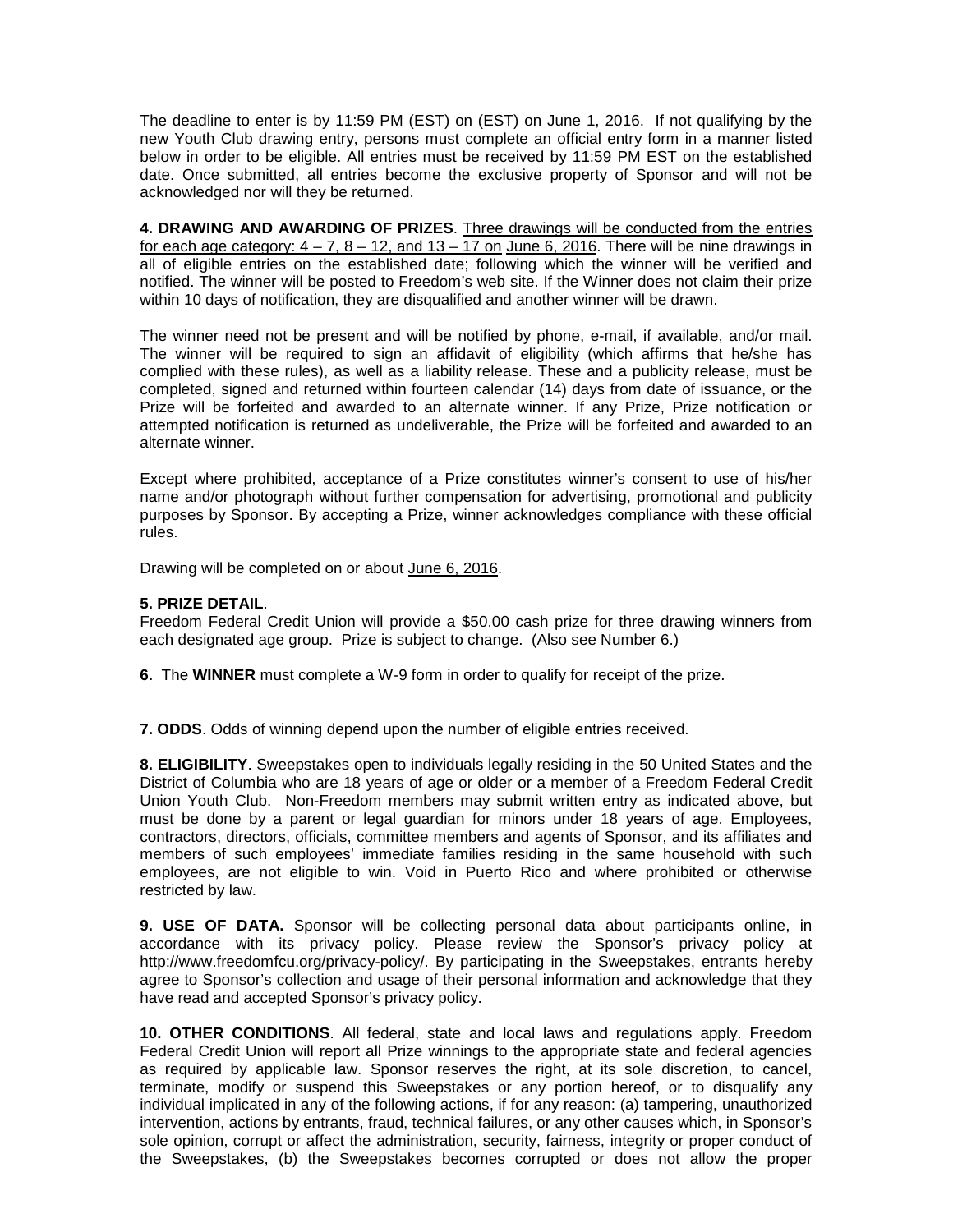The deadline to enter is by 11:59 PM (EST) on (EST) on June 1, 2016. If not qualifying by the new Youth Club drawing entry, persons must complete an official entry form in a manner listed below in order to be eligible. All entries must be received by 11:59 PM EST on the established date. Once submitted, all entries become the exclusive property of Sponsor and will not be acknowledged nor will they be returned.

**4. DRAWING AND AWARDING OF PRIZES**. Three drawings will be conducted from the entries for each age category: 4 – 7, 8 – 12, and 13 – 17 on June 6, 2016. There will be nine drawings in all of eligible entries on the established date; following which the winner will be verified and notified. The winner will be posted to Freedom's web site. If the Winner does not claim their prize within 10 days of notification, they are disqualified and another winner will be drawn.

The winner need not be present and will be notified by phone, e-mail, if available, and/or mail. The winner will be required to sign an affidavit of eligibility (which affirms that he/she has complied with these rules), as well as a liability release. These and a publicity release, must be completed, signed and returned within fourteen calendar (14) days from date of issuance, or the Prize will be forfeited and awarded to an alternate winner. If any Prize, Prize notification or attempted notification is returned as undeliverable, the Prize will be forfeited and awarded to an alternate winner.

Except where prohibited, acceptance of a Prize constitutes winner's consent to use of his/her name and/or photograph without further compensation for advertising, promotional and publicity purposes by Sponsor. By accepting a Prize, winner acknowledges compliance with these official rules.

Drawing will be completed on or about June 6, 2016.

**5. PRIZE DETAIL**.
Freedom Federal Credit Union will provide a $50.00 cash prize for three drawing winners from each designated age group. Prize is subject to change. (Also see Number 6.)

**6.** The **WINNER** must complete a W-9 form in order to qualify for receipt of the prize.

**7. ODDS**. Odds of winning depend upon the number of eligible entries received.

**8. ELIGIBILITY**. Sweepstakes open to individuals legally residing in the 50 United States and the District of Columbia who are 18 years of age or older or a member of a Freedom Federal Credit Union Youth Club. Non-Freedom members may submit written entry as indicated above, but must be done by a parent or legal guardian for minors under 18 years of age. Employees, contractors, directors, officials, committee members and agents of Sponsor, and its affiliates and members of such employees' immediate families residing in the same household with such employees, are not eligible to win. Void in Puerto Rico and where prohibited or otherwise restricted by law.

**9. USE OF DATA.** Sponsor will be collecting personal data about participants online, in accordance with its privacy policy. Please review the Sponsor's privacy policy at http://www.freedomfcu.org/privacy-policy/. By participating in the Sweepstakes, entrants hereby agree to Sponsor's collection and usage of their personal information and acknowledge that they have read and accepted Sponsor's privacy policy.

**10. OTHER CONDITIONS**. All federal, state and local laws and regulations apply. Freedom Federal Credit Union will report all Prize winnings to the appropriate state and federal agencies as required by applicable law. Sponsor reserves the right, at its sole discretion, to cancel, terminate, modify or suspend this Sweepstakes or any portion hereof, or to disqualify any individual implicated in any of the following actions, if for any reason: (a) tampering, unauthorized intervention, actions by entrants, fraud, technical failures, or any other causes which, in Sponsor's sole opinion, corrupt or affect the administration, security, fairness, integrity or proper conduct of the Sweepstakes, (b) the Sweepstakes becomes corrupted or does not allow the proper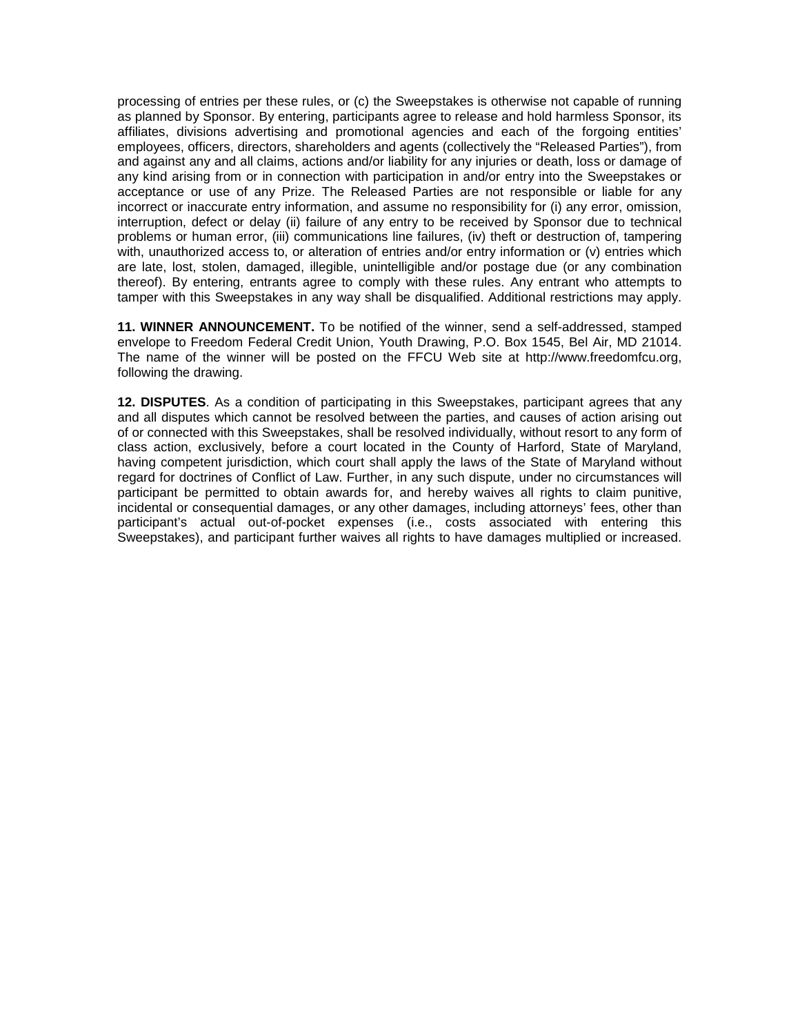processing of entries per these rules, or (c) the Sweepstakes is otherwise not capable of running as planned by Sponsor. By entering, participants agree to release and hold harmless Sponsor, its affiliates, divisions advertising and promotional agencies and each of the forgoing entities' employees, officers, directors, shareholders and agents (collectively the "Released Parties"), from and against any and all claims, actions and/or liability for any injuries or death, loss or damage of any kind arising from or in connection with participation in and/or entry into the Sweepstakes or acceptance or use of any Prize. The Released Parties are not responsible or liable for any incorrect or inaccurate entry information, and assume no responsibility for (i) any error, omission, interruption, defect or delay (ii) failure of any entry to be received by Sponsor due to technical problems or human error, (iii) communications line failures, (iv) theft or destruction of, tampering with, unauthorized access to, or alteration of entries and/or entry information or (v) entries which are late, lost, stolen, damaged, illegible, unintelligible and/or postage due (or any combination thereof). By entering, entrants agree to comply with these rules. Any entrant who attempts to tamper with this Sweepstakes in any way shall be disqualified. Additional restrictions may apply.

**11. WINNER ANNOUNCEMENT.** To be notified of the winner, send a self-addressed, stamped envelope to Freedom Federal Credit Union, Youth Drawing, P.O. Box 1545, Bel Air, MD 21014. The name of the winner will be posted on the FFCU Web site at http://www.freedomfcu.org, following the drawing.

**12. DISPUTES**. As a condition of participating in this Sweepstakes, participant agrees that any and all disputes which cannot be resolved between the parties, and causes of action arising out of or connected with this Sweepstakes, shall be resolved individually, without resort to any form of class action, exclusively, before a court located in the County of Harford, State of Maryland, having competent jurisdiction, which court shall apply the laws of the State of Maryland without regard for doctrines of Conflict of Law. Further, in any such dispute, under no circumstances will participant be permitted to obtain awards for, and hereby waives all rights to claim punitive, incidental or consequential damages, or any other damages, including attorneys' fees, other than participant's actual out-of-pocket expenses (i.e., costs associated with entering this Sweepstakes), and participant further waives all rights to have damages multiplied or increased.